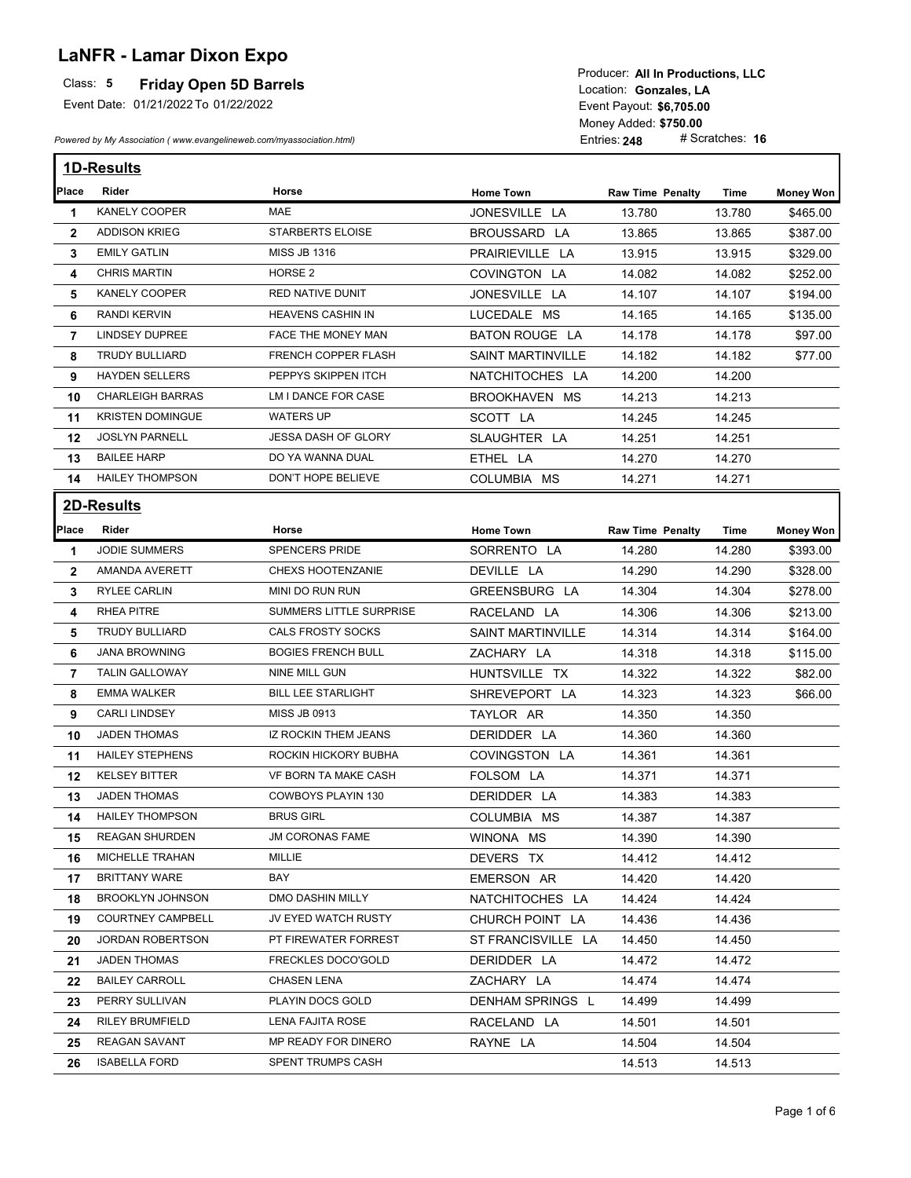# LaNFR - Lamar Dixon Expo

Class: **5** **Friday Open 5D Barrels**

Event Date: 01/21/2022 To 01/22/2022

*Powered by My Association ( www.evangelineweb.com/myassociation.html)*

Producer: **All In Productions, LLC**
Location: **Gonzales, LA**
Event Payout: **$6,705.00**
Money Added: **$750.00**
Entries: **248** # Scratches: **16**

## 1D-Results

| Place | Rider | Horse | Home Town | Raw Time | Penalty | Time | Money Won |
|---|---|---|---|---|---|---|---|
| 1 | KANELY COOPER | MAE | JONESVILLE LA | 13.780 | | 13.780 | $465.00 |
| 2 | ADDISON KRIEG | STARBERTS ELOISE | BROUSSARD LA | 13.865 | | 13.865 | $387.00 |
| 3 | EMILY GATLIN | MISS JB 1316 | PRAIRIEVILLE LA | 13.915 | | 13.915 | $329.00 |
| 4 | CHRIS MARTIN | HORSE 2 | COVINGTON LA | 14.082 | | 14.082 | $252.00 |
| 5 | KANELY COOPER | RED NATIVE DUNIT | JONESVILLE LA | 14.107 | | 14.107 | $194.00 |
| 6 | RANDI KERVIN | HEAVENS CASHIN IN | LUCEDALE MS | 14.165 | | 14.165 | $135.00 |
| 7 | LINDSEY DUPREE | FACE THE MONEY MAN | BATON ROUGE LA | 14.178 | | 14.178 | $97.00 |
| 8 | TRUDY BULLIARD | FRENCH COPPER FLASH | SAINT MARTINVILLE | 14.182 | | 14.182 | $77.00 |
| 9 | HAYDEN SELLERS | PEPPYS SKIPPEN ITCH | NATCHITOCHES LA | 14.200 | | 14.200 | |
| 10 | CHARLEIGH BARRAS | LM I DANCE FOR CASE | BROOKHAVEN MS | 14.213 | | 14.213 | |
| 11 | KRISTEN DOMINGUE | WATERS UP | SCOTT LA | 14.245 | | 14.245 | |
| 12 | JOSLYN PARNELL | JESSA DASH OF GLORY | SLAUGHTER LA | 14.251 | | 14.251 | |
| 13 | BAILEE HARP | DO YA WANNA DUAL | ETHEL LA | 14.270 | | 14.270 | |
| 14 | HAILEY THOMPSON | DON'T HOPE BELIEVE | COLUMBIA MS | 14.271 | | 14.271 | |

## 2D-Results

| Place | Rider | Horse | Home Town | Raw Time | Penalty | Time | Money Won |
|---|---|---|---|---|---|---|---|
| 1 | JODIE SUMMERS | SPENCERS PRIDE | SORRENTO LA | 14.280 | | 14.280 | $393.00 |
| 2 | AMANDA AVERETT | CHEXS HOOTENZANIE | DEVILLE LA | 14.290 | | 14.290 | $328.00 |
| 3 | RYLEE CARLIN | MINI DO RUN RUN | GREENSBURG LA | 14.304 | | 14.304 | $278.00 |
| 4 | RHEA PITRE | SUMMERS LITTLE SURPRISE | RACELAND LA | 14.306 | | 14.306 | $213.00 |
| 5 | TRUDY BULLIARD | CALS FROSTY SOCKS | SAINT MARTINVILLE | 14.314 | | 14.314 | $164.00 |
| 6 | JANA BROWNING | BOGIES FRENCH BULL | ZACHARY LA | 14.318 | | 14.318 | $115.00 |
| 7 | TALIN GALLOWAY | NINE MILL GUN | HUNTSVILLE TX | 14.322 | | 14.322 | $82.00 |
| 8 | EMMA WALKER | BILL LEE STARLIGHT | SHREVEPORT LA | 14.323 | | 14.323 | $66.00 |
| 9 | CARLI LINDSEY | MISS JB 0913 | TAYLOR AR | 14.350 | | 14.350 | |
| 10 | JADEN THOMAS | IZ ROCKIN THEM JEANS | DERIDDER LA | 14.360 | | 14.360 | |
| 11 | HAILEY STEPHENS | ROCKIN HICKORY BUBHA | COVINGSTON LA | 14.361 | | 14.361 | |
| 12 | KELSEY BITTER | VF BORN TA MAKE CASH | FOLSOM LA | 14.371 | | 14.371 | |
| 13 | JADEN THOMAS | COWBOYS PLAYIN 130 | DERIDDER LA | 14.383 | | 14.383 | |
| 14 | HAILEY THOMPSON | BRUS GIRL | COLUMBIA MS | 14.387 | | 14.387 | |
| 15 | REAGAN SHURDEN | JM CORONAS FAME | WINONA MS | 14.390 | | 14.390 | |
| 16 | MICHELLE TRAHAN | MILLIE | DEVERS TX | 14.412 | | 14.412 | |
| 17 | BRITTANY WARE | BAY | EMERSON AR | 14.420 | | 14.420 | |
| 18 | BROOKLYN JOHNSON | DMO DASHIN MILLY | NATCHITOCHES LA | 14.424 | | 14.424 | |
| 19 | COURTNEY CAMPBELL | JV EYED WATCH RUSTY | CHURCH POINT LA | 14.436 | | 14.436 | |
| 20 | JORDAN ROBERTSON | PT FIREWATER FORREST | ST FRANCISVILLE LA | 14.450 | | 14.450 | |
| 21 | JADEN THOMAS | FRECKLES DOCO'GOLD | DERIDDER LA | 14.472 | | 14.472 | |
| 22 | BAILEY CARROLL | CHASEN LENA | ZACHARY LA | 14.474 | | 14.474 | |
| 23 | PERRY SULLIVAN | PLAYIN DOCS GOLD | DENHAM SPRINGS L | 14.499 | | 14.499 | |
| 24 | RILEY BRUMFIELD | LENA FAJITA ROSE | RACELAND LA | 14.501 | | 14.501 | |
| 25 | REAGAN SAVANT | MP READY FOR DINERO | RAYNE LA | 14.504 | | 14.504 | |
| 26 | ISABELLA FORD | SPENT TRUMPS CASH | | 14.513 | | 14.513 | |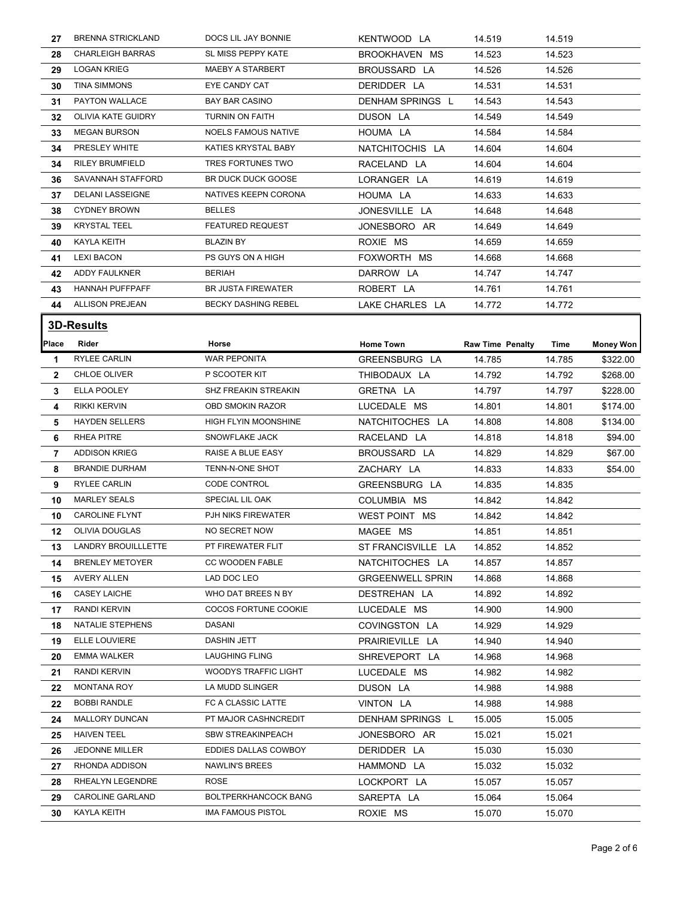| | | | | | |
|---|---|---|---|---|---|
| 27 | BRENNA STRICKLAND | DOCS LIL JAY BONNIE | KENTWOOD LA | 14.519 | 14.519 |
| 28 | CHARLEIGH BARRAS | SL MISS PEPPY KATE | BROOKHAVEN MS | 14.523 | 14.523 |
| 29 | LOGAN KRIEG | MAEBY A STARBERT | BROUSSARD LA | 14.526 | 14.526 |
| 30 | TINA SIMMONS | EYE CANDY CAT | DERIDDER LA | 14.531 | 14.531 |
| 31 | PAYTON WALLACE | BAY BAR CASINO | DENHAM SPRINGS L | 14.543 | 14.543 |
| 32 | OLIVIA KATE GUIDRY | TURNIN ON FAITH | DUSON LA | 14.549 | 14.549 |
| 33 | MEGAN BURSON | NOELS FAMOUS NATIVE | HOUMA LA | 14.584 | 14.584 |
| 34 | PRESLEY WHITE | KATIES KRYSTAL BABY | NATCHITOCHIS LA | 14.604 | 14.604 |
| 34 | RILEY BRUMFIELD | TRES FORTUNES TWO | RACELAND LA | 14.604 | 14.604 |
| 36 | SAVANNAH STAFFORD | BR DUCK DUCK GOOSE | LORANGER LA | 14.619 | 14.619 |
| 37 | DELANI LASSEIGNE | NATIVES KEEPN CORONA | HOUMA LA | 14.633 | 14.633 |
| 38 | CYDNEY BROWN | BELLES | JONESVILLE LA | 14.648 | 14.648 |
| 39 | KRYSTAL TEEL | FEATURED REQUEST | JONESBORO AR | 14.649 | 14.649 |
| 40 | KAYLA KEITH | BLAZIN BY | ROXIE MS | 14.659 | 14.659 |
| 41 | LEXI BACON | PS GUYS ON A HIGH | FOXWORTH MS | 14.668 | 14.668 |
| 42 | ADDY FAULKNER | BERIAH | DARROW LA | 14.747 | 14.747 |
| 43 | HANNAH PUFFPAFF | BR JUSTA FIREWATER | ROBERT LA | 14.761 | 14.761 |
| 44 | ALLISON PREJEAN | BECKY DASHING REBEL | LAKE CHARLES LA | 14.772 | 14.772 |

## 3D-Results

| Place | Rider | Horse | Home Town | Raw Time | Penalty | Time | Money Won |
|---|---|---|---|---|---|---|---|
| 1 | RYLEE CARLIN | WAR PEPONITA | GREENSBURG LA | 14.785 | | 14.785 | $322.00 |
| 2 | CHLOE OLIVER | P SCOOTER KIT | THIBODAUX LA | 14.792 | | 14.792 | $268.00 |
| 3 | ELLA POOLEY | SHZ FREAKIN STREAKIN | GRETNA LA | 14.797 | | 14.797 | $228.00 |
| 4 | RIKKI KERVIN | OBD SMOKIN RAZOR | LUCEDALE MS | 14.801 | | 14.801 | $174.00 |
| 5 | HAYDEN SELLERS | HIGH FLYIN MOONSHINE | NATCHITOCHES LA | 14.808 | | 14.808 | $134.00 |
| 6 | RHEA PITRE | SNOWFLAKE JACK | RACELAND LA | 14.818 | | 14.818 | $94.00 |
| 7 | ADDISON KRIEG | RAISE A BLUE EASY | BROUSSARD LA | 14.829 | | 14.829 | $67.00 |
| 8 | BRANDIE DURHAM | TENN-N-ONE SHOT | ZACHARY LA | 14.833 | | 14.833 | $54.00 |
| 9 | RYLEE CARLIN | CODE CONTROL | GREENSBURG LA | 14.835 | | 14.835 | |
| 10 | MARLEY SEALS | SPECIAL LIL OAK | COLUMBIA MS | 14.842 | | 14.842 | |
| 10 | CAROLINE FLYNT | PJH NIKS FIREWATER | WEST POINT MS | 14.842 | | 14.842 | |
| 12 | OLIVIA DOUGLAS | NO SECRET NOW | MAGEE MS | 14.851 | | 14.851 | |
| 13 | LANDRY BROUILLLETTE | PT FIREWATER FLIT | ST FRANCISVILLE LA | 14.852 | | 14.852 | |
| 14 | BRENLEY METOYER | CC WOODEN FABLE | NATCHITOCHES LA | 14.857 | | 14.857 | |
| 15 | AVERY ALLEN | LAD DOC LEO | GRGEENWELL SPRIN | 14.868 | | 14.868 | |
| 16 | CASEY LAICHE | WHO DAT BREES N BY | DESTREHAN LA | 14.892 | | 14.892 | |
| 17 | RANDI KERVIN | COCOS FORTUNE COOKIE | LUCEDALE MS | 14.900 | | 14.900 | |
| 18 | NATALIE STEPHENS | DASANI | COVINGSTON LA | 14.929 | | 14.929 | |
| 19 | ELLE LOUVIERE | DASHIN JETT | PRAIRIEVILLE LA | 14.940 | | 14.940 | |
| 20 | EMMA WALKER | LAUGHING FLING | SHREVEPORT LA | 14.968 | | 14.968 | |
| 21 | RANDI KERVIN | WOODYS TRAFFIC LIGHT | LUCEDALE MS | 14.982 | | 14.982 | |
| 22 | MONTANA ROY | LA MUDD SLINGER | DUSON LA | 14.988 | | 14.988 | |
| 22 | BOBBI RANDLE | FC A CLASSIC LATTE | VINTON LA | 14.988 | | 14.988 | |
| 24 | MALLORY DUNCAN | PT MAJOR CASHNCREDIT | DENHAM SPRINGS L | 15.005 | | 15.005 | |
| 25 | HAIVEN TEEL | SBW STREAKINPEACH | JONESBORO AR | 15.021 | | 15.021 | |
| 26 | JEDONNE MILLER | EDDIES DALLAS COWBOY | DERIDDER LA | 15.030 | | 15.030 | |
| 27 | RHONDA ADDISON | NAWLIN'S BREES | HAMMOND LA | 15.032 | | 15.032 | |
| 28 | RHEALYN LEGENDRE | ROSE | LOCKPORT LA | 15.057 | | 15.057 | |
| 29 | CAROLINE GARLAND | BOLTPERKHANCOCK BANG | SAREPTA LA | 15.064 | | 15.064 | |
| 30 | KAYLA KEITH | IMA FAMOUS PISTOL | ROXIE MS | 15.070 | | 15.070 | |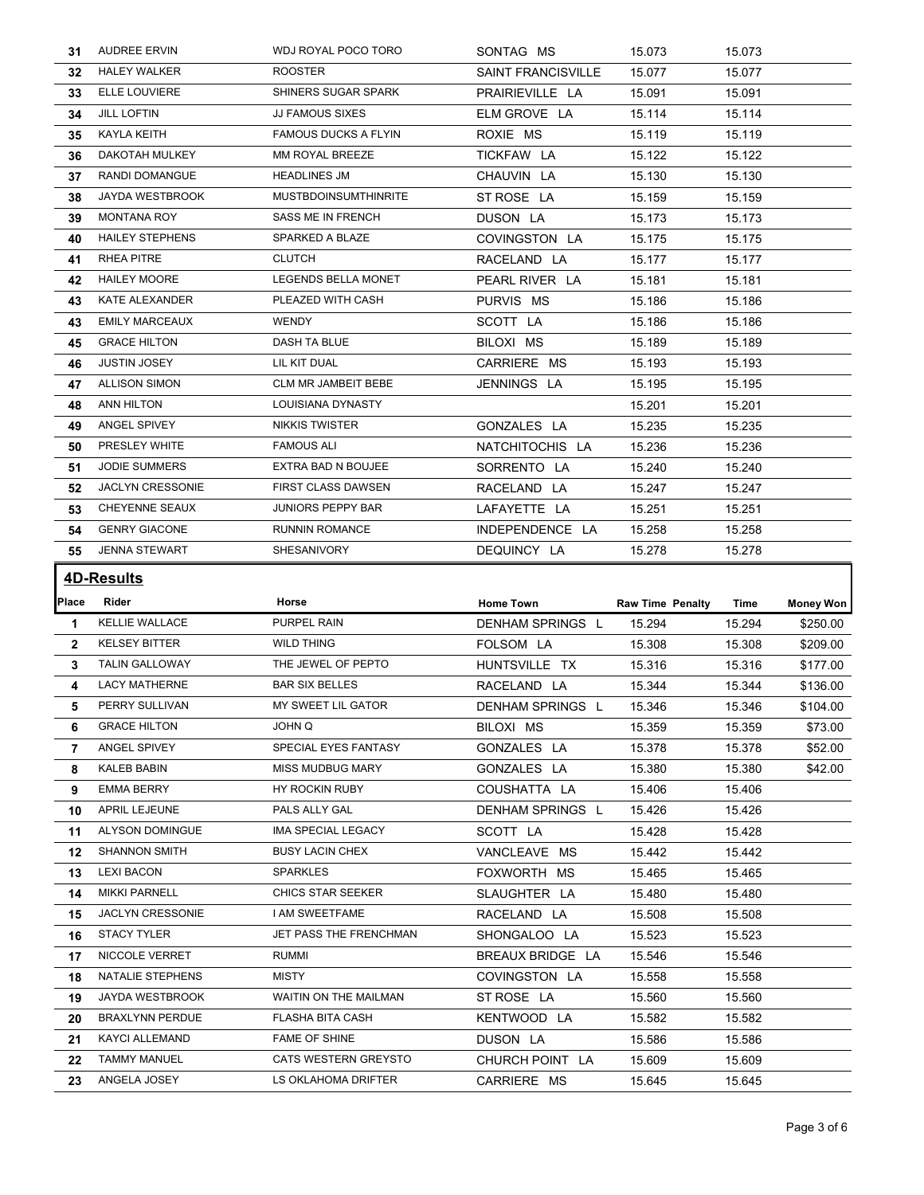| | | | | | | |
|---|---|---|---|---|---|---|
| 31 | AUDREE ERVIN | WDJ ROYAL POCO TORO | SONTAG MS | 15.073 | 15.073 | |
| 32 | HALEY WALKER | ROOSTER | SAINT FRANCISVILLE | 15.077 | 15.077 | |
| 33 | ELLE LOUVIERE | SHINERS SUGAR SPARK | PRAIRIEVILLE LA | 15.091 | 15.091 | |
| 34 | JILL LOFTIN | JJ FAMOUS SIXES | ELM GROVE LA | 15.114 | 15.114 | |
| 35 | KAYLA KEITH | FAMOUS DUCKS A FLYIN | ROXIE MS | 15.119 | 15.119 | |
| 36 | DAKOTAH MULKEY | MM ROYAL BREEZE | TICKFAW LA | 15.122 | 15.122 | |
| 37 | RANDI DOMANGUE | HEADLINES JM | CHAUVIN LA | 15.130 | 15.130 | |
| 38 | JAYDA WESTBROOK | MUSTBDOINSUMTHINRITE | ST ROSE LA | 15.159 | 15.159 | |
| 39 | MONTANA ROY | SASS ME IN FRENCH | DUSON LA | 15.173 | 15.173 | |
| 40 | HAILEY STEPHENS | SPARKED A BLAZE | COVINGSTON LA | 15.175 | 15.175 | |
| 41 | RHEA PITRE | CLUTCH | RACELAND LA | 15.177 | 15.177 | |
| 42 | HAILEY MOORE | LEGENDS BELLA MONET | PEARL RIVER LA | 15.181 | 15.181 | |
| 43 | KATE ALEXANDER | PLEAZED WITH CASH | PURVIS MS | 15.186 | 15.186 | |
| 43 | EMILY MARCEAUX | WENDY | SCOTT LA | 15.186 | 15.186 | |
| 45 | GRACE HILTON | DASH TA BLUE | BILOXI MS | 15.189 | 15.189 | |
| 46 | JUSTIN JOSEY | LIL KIT DUAL | CARRIERE MS | 15.193 | 15.193 | |
| 47 | ALLISON SIMON | CLM MR JAMBEIT BEBE | JENNINGS LA | 15.195 | 15.195 | |
| 48 | ANN HILTON | LOUISIANA DYNASTY | | 15.201 | 15.201 | |
| 49 | ANGEL SPIVEY | NIKKIS TWISTER | GONZALES LA | 15.235 | 15.235 | |
| 50 | PRESLEY WHITE | FAMOUS ALI | NATCHITOCHIS LA | 15.236 | 15.236 | |
| 51 | JODIE SUMMERS | EXTRA BAD N BOUJEE | SORRENTO LA | 15.240 | 15.240 | |
| 52 | JACLYN CRESSONIE | FIRST CLASS DAWSEN | RACELAND LA | 15.247 | 15.247 | |
| 53 | CHEYENNE SEAUX | JUNIORS PEPPY BAR | LAFAYETTE LA | 15.251 | 15.251 | |
| 54 | GENRY GIACONE | RUNNIN ROMANCE | INDEPENDENCE LA | 15.258 | 15.258 | |
| 55 | JENNA STEWART | SHESANIVORY | DEQUINCY LA | 15.278 | 15.278 | |

## 4D-Results

| Place | Rider | Horse | Home Town | Raw Time Penalty | Time | Money Won |
|---|---|---|---|---|---|---|
| 1 | KELLIE WALLACE | PURPEL RAIN | DENHAM SPRINGS L | 15.294 | 15.294 | $250.00 |
| 2 | KELSEY BITTER | WILD THING | FOLSOM LA | 15.308 | 15.308 | $209.00 |
| 3 | TALIN GALLOWAY | THE JEWEL OF PEPTO | HUNTSVILLE TX | 15.316 | 15.316 | $177.00 |
| 4 | LACY MATHERNE | BAR SIX BELLES | RACELAND LA | 15.344 | 15.344 | $136.00 |
| 5 | PERRY SULLIVAN | MY SWEET LIL GATOR | DENHAM SPRINGS L | 15.346 | 15.346 | $104.00 |
| 6 | GRACE HILTON | JOHN Q | BILOXI MS | 15.359 | 15.359 | $73.00 |
| 7 | ANGEL SPIVEY | SPECIAL EYES FANTASY | GONZALES LA | 15.378 | 15.378 | $52.00 |
| 8 | KALEB BABIN | MISS MUDBUG MARY | GONZALES LA | 15.380 | 15.380 | $42.00 |
| 9 | EMMA BERRY | HY ROCKIN RUBY | COUSHATTA LA | 15.406 | 15.406 | |
| 10 | APRIL LEJEUNE | PALS ALLY GAL | DENHAM SPRINGS L | 15.426 | 15.426 | |
| 11 | ALYSON DOMINGUE | IMA SPECIAL LEGACY | SCOTT LA | 15.428 | 15.428 | |
| 12 | SHANNON SMITH | BUSY LACIN CHEX | VANCLEAVE MS | 15.442 | 15.442 | |
| 13 | LEXI BACON | SPARKLES | FOXWORTH MS | 15.465 | 15.465 | |
| 14 | MIKKI PARNELL | CHICS STAR SEEKER | SLAUGHTER LA | 15.480 | 15.480 | |
| 15 | JACLYN CRESSONIE | I AM SWEETFAME | RACELAND LA | 15.508 | 15.508 | |
| 16 | STACY TYLER | JET PASS THE FRENCHMAN | SHONGALOO LA | 15.523 | 15.523 | |
| 17 | NICCOLE VERRET | RUMMI | BREAUX BRIDGE LA | 15.546 | 15.546 | |
| 18 | NATALIE STEPHENS | MISTY | COVINGSTON LA | 15.558 | 15.558 | |
| 19 | JAYDA WESTBROOK | WAITIN ON THE MAILMAN | ST ROSE LA | 15.560 | 15.560 | |
| 20 | BRAXLYNN PERDUE | FLASHA BITA CASH | KENTWOOD LA | 15.582 | 15.582 | |
| 21 | KAYCI ALLEMAND | FAME OF SHINE | DUSON LA | 15.586 | 15.586 | |
| 22 | TAMMY MANUEL | CATS WESTERN GREYSTO | CHURCH POINT LA | 15.609 | 15.609 | |
| 23 | ANGELA JOSEY | LS OKLAHOMA DRIFTER | CARRIERE MS | 15.645 | 15.645 | |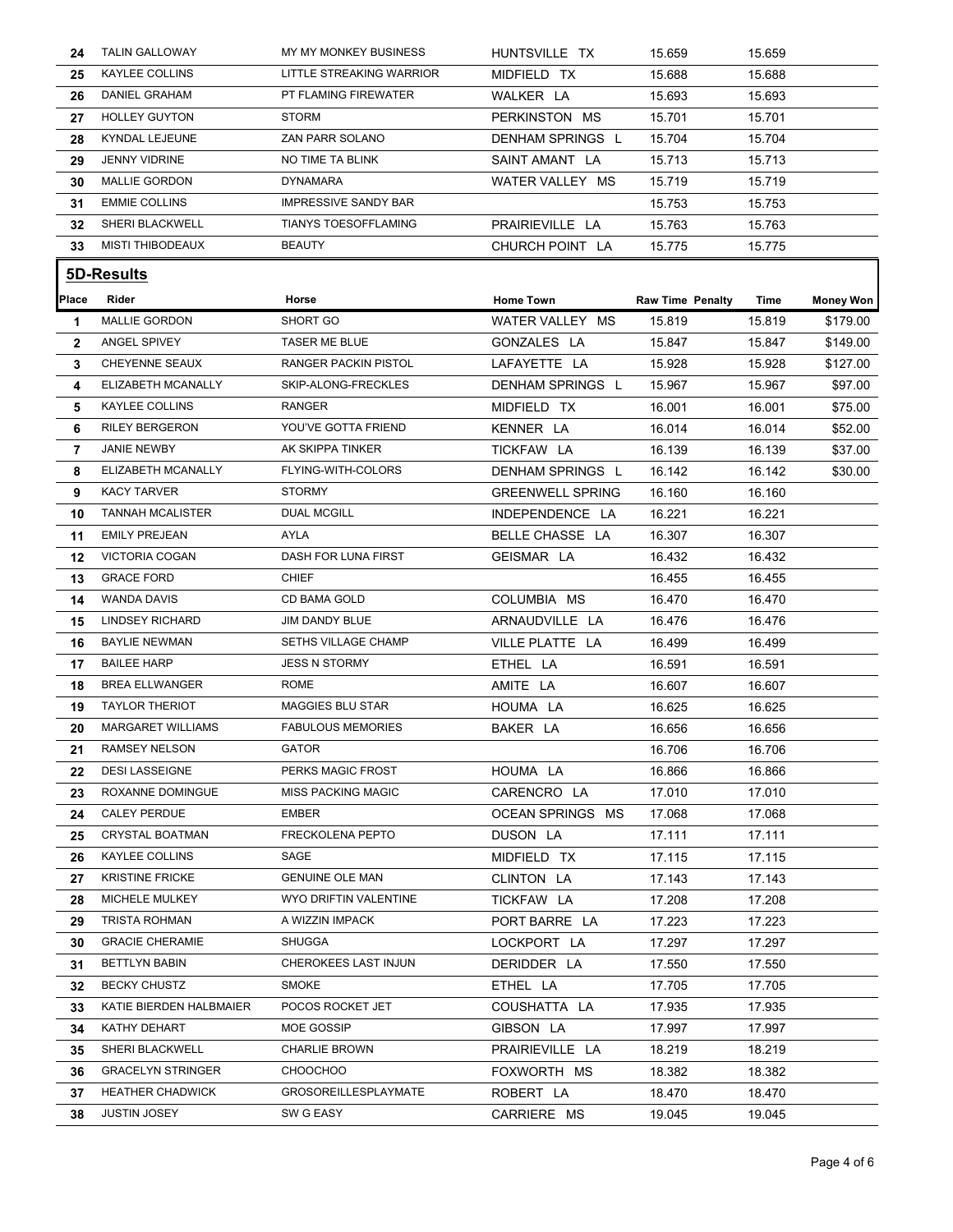| 24 | TALIN GALLOWAY | MY MY MONKEY BUSINESS | HUNTSVILLE TX | 15.659 | 15.659 | |
|---|---|---|---|---|---|---|
| 25 | KAYLEE COLLINS | LITTLE STREAKING WARRIOR | MIDFIELD TX | 15.688 | 15.688 | |
| 26 | DANIEL GRAHAM | PT FLAMING FIREWATER | WALKER LA | 15.693 | 15.693 | |
| 27 | HOLLEY GUYTON | STORM | PERKINSTON MS | 15.701 | 15.701 | |
| 28 | KYNDAL LEJEUNE | ZAN PARR SOLANO | DENHAM SPRINGS L | 15.704 | 15.704 | |
| 29 | JENNY VIDRINE | NO TIME TA BLINK | SAINT AMANT LA | 15.713 | 15.713 | |
| 30 | MALLIE GORDON | DYNAMARA | WATER VALLEY MS | 15.719 | 15.719 | |
| 31 | EMMIE COLLINS | IMPRESSIVE SANDY BAR | | 15.753 | 15.753 | |
| 32 | SHERI BLACKWELL | TIANYS TOESOFFLAMING | PRAIRIEVILLE LA | 15.763 | 15.763 | |
| 33 | MISTI THIBODEAUX | BEAUTY | CHURCH POINT LA | 15.775 | 15.775 | |

## 5D-Results

| Place | Rider | Horse | Home Town | Raw Time Penalty | Time | Money Won |
|---|---|---|---|---|---|---|
| 1 | MALLIE GORDON | SHORT GO | WATER VALLEY MS | 15.819 | 15.819 | $179.00 |
| 2 | ANGEL SPIVEY | TASER ME BLUE | GONZALES LA | 15.847 | 15.847 | $149.00 |
| 3 | CHEYENNE SEAUX | RANGER PACKIN PISTOL | LAFAYETTE LA | 15.928 | 15.928 | $127.00 |
| 4 | ELIZABETH MCANALLY | SKIP-ALONG-FRECKLES | DENHAM SPRINGS L | 15.967 | 15.967 | $97.00 |
| 5 | KAYLEE COLLINS | RANGER | MIDFIELD TX | 16.001 | 16.001 | $75.00 |
| 6 | RILEY BERGERON | YOU'VE GOTTA FRIEND | KENNER LA | 16.014 | 16.014 | $52.00 |
| 7 | JANIE NEWBY | AK SKIPPA TINKER | TICKFAW LA | 16.139 | 16.139 | $37.00 |
| 8 | ELIZABETH MCANALLY | FLYING-WITH-COLORS | DENHAM SPRINGS L | 16.142 | 16.142 | $30.00 |
| 9 | KACY TARVER | STORMY | GREENWELL SPRING | 16.160 | 16.160 | |
| 10 | TANNAH MCALISTER | DUAL MCGILL | INDEPENDENCE LA | 16.221 | 16.221 | |
| 11 | EMILY PREJEAN | AYLA | BELLE CHASSE LA | 16.307 | 16.307 | |
| 12 | VICTORIA COGAN | DASH FOR LUNA FIRST | GEISMAR LA | 16.432 | 16.432 | |
| 13 | GRACE FORD | CHIEF | | 16.455 | 16.455 | |
| 14 | WANDA DAVIS | CD BAMA GOLD | COLUMBIA MS | 16.470 | 16.470 | |
| 15 | LINDSEY RICHARD | JIM DANDY BLUE | ARNAUDVILLE LA | 16.476 | 16.476 | |
| 16 | BAYLIE NEWMAN | SETHS VILLAGE CHAMP | VILLE PLATTE LA | 16.499 | 16.499 | |
| 17 | BAILEE HARP | JESS N STORMY | ETHEL LA | 16.591 | 16.591 | |
| 18 | BREA ELLWANGER | ROME | AMITE LA | 16.607 | 16.607 | |
| 19 | TAYLOR THERIOT | MAGGIES BLU STAR | HOUMA LA | 16.625 | 16.625 | |
| 20 | MARGARET WILLIAMS | FABULOUS MEMORIES | BAKER LA | 16.656 | 16.656 | |
| 21 | RAMSEY NELSON | GATOR | | 16.706 | 16.706 | |
| 22 | DESI LASSEIGNE | PERKS MAGIC FROST | HOUMA LA | 16.866 | 16.866 | |
| 23 | ROXANNE DOMINGUE | MISS PACKING MAGIC | CARENCRO LA | 17.010 | 17.010 | |
| 24 | CALEY PERDUE | EMBER | OCEAN SPRINGS MS | 17.068 | 17.068 | |
| 25 | CRYSTAL BOATMAN | FRECKOLENA PEPTO | DUSON LA | 17.111 | 17.111 | |
| 26 | KAYLEE COLLINS | SAGE | MIDFIELD TX | 17.115 | 17.115 | |
| 27 | KRISTINE FRICKE | GENUINE OLE MAN | CLINTON LA | 17.143 | 17.143 | |
| 28 | MICHELE MULKEY | WYO DRIFTIN VALENTINE | TICKFAW LA | 17.208 | 17.208 | |
| 29 | TRISTA ROHMAN | A WIZZIN IMPACK | PORT BARRE LA | 17.223 | 17.223 | |
| 30 | GRACIE CHERAMIE | SHUGGA | LOCKPORT LA | 17.297 | 17.297 | |
| 31 | BETTLYN BABIN | CHEROKEES LAST INJUN | DERIDDER LA | 17.550 | 17.550 | |
| 32 | BECKY CHUSTZ | SMOKE | ETHEL LA | 17.705 | 17.705 | |
| 33 | KATIE BIERDEN HALBMAIER | POCOS ROCKET JET | COUSHATTA LA | 17.935 | 17.935 | |
| 34 | KATHY DEHART | MOE GOSSIP | GIBSON LA | 17.997 | 17.997 | |
| 35 | SHERI BLACKWELL | CHARLIE BROWN | PRAIRIEVILLE LA | 18.219 | 18.219 | |
| 36 | GRACELYN STRINGER | CHOOCHOO | FOXWORTH MS | 18.382 | 18.382 | |
| 37 | HEATHER CHADWICK | GROSOREILLESPLAYMATE | ROBERT LA | 18.470 | 18.470 | |
| 38 | JUSTIN JOSEY | SW G EASY | CARRIERE MS | 19.045 | 19.045 | |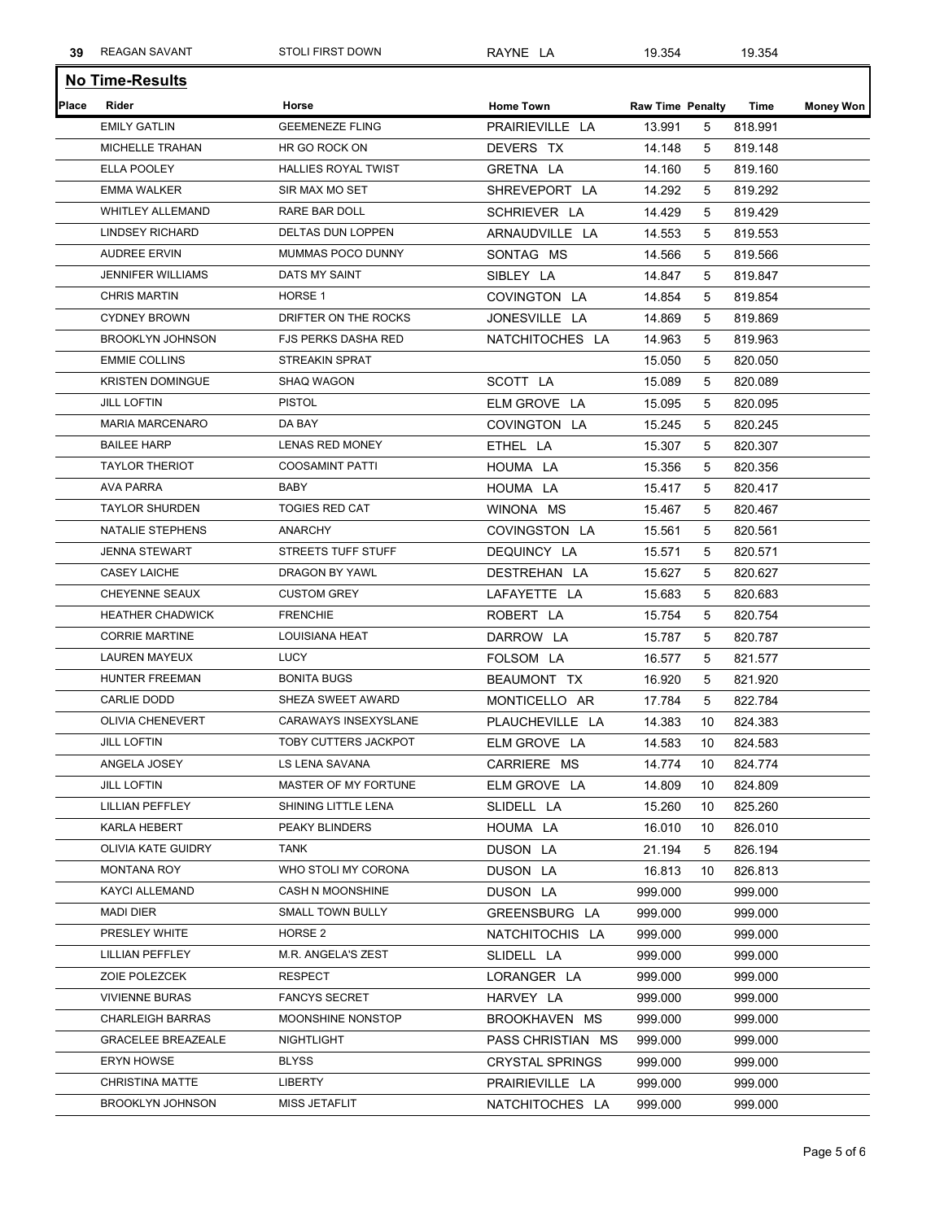| 39 | REAGAN SAVANT | STOLI FIRST DOWN | RAYNE LA | 19.354 | | 19.354 | |
|---|---|---|---|---|---|---|---|

## No Time-Results

| Place | Rider | Horse | Home Town | Raw Time | Penalty | Time | Money Won |
|---|---|---|---|---|---|---|---|
| | EMILY GATLIN | GEEMENEZE FLING | PRAIRIEVILLE LA | 13.991 | 5 | 818.991 | |
| | MICHELLE TRAHAN | HR GO ROCK ON | DEVERS TX | 14.148 | 5 | 819.148 | |
| | ELLA POOLEY | HALLIES ROYAL TWIST | GRETNA LA | 14.160 | 5 | 819.160 | |
| | EMMA WALKER | SIR MAX MO SET | SHREVEPORT LA | 14.292 | 5 | 819.292 | |
| | WHITLEY ALLEMAND | RARE BAR DOLL | SCHRIEVER LA | 14.429 | 5 | 819.429 | |
| | LINDSEY RICHARD | DELTAS DUN LOPPEN | ARNAUDVILLE LA | 14.553 | 5 | 819.553 | |
| | AUDREE ERVIN | MUMMAS POCO DUNNY | SONTAG MS | 14.566 | 5 | 819.566 | |
| | JENNIFER WILLIAMS | DATS MY SAINT | SIBLEY LA | 14.847 | 5 | 819.847 | |
| | CHRIS MARTIN | HORSE 1 | COVINGTON LA | 14.854 | 5 | 819.854 | |
| | CYDNEY BROWN | DRIFTER ON THE ROCKS | JONESVILLE LA | 14.869 | 5 | 819.869 | |
| | BROOKLYN JOHNSON | FJS PERKS DASHA RED | NATCHITOCHES LA | 14.963 | 5 | 819.963 | |
| | EMMIE COLLINS | STREAKIN SPRAT | | 15.050 | 5 | 820.050 | |
| | KRISTEN DOMINGUE | SHAQ WAGON | SCOTT LA | 15.089 | 5 | 820.089 | |
| | JILL LOFTIN | PISTOL | ELM GROVE LA | 15.095 | 5 | 820.095 | |
| | MARIA MARCENARO | DA BAY | COVINGTON LA | 15.245 | 5 | 820.245 | |
| | BAILEE HARP | LENAS RED MONEY | ETHEL LA | 15.307 | 5 | 820.307 | |
| | TAYLOR THERIOT | COOSAMINT PATTI | HOUMA LA | 15.356 | 5 | 820.356 | |
| | AVA PARRA | BABY | HOUMA LA | 15.417 | 5 | 820.417 | |
| | TAYLOR SHURDEN | TOGIES RED CAT | WINONA MS | 15.467 | 5 | 820.467 | |
| | NATALIE STEPHENS | ANARCHY | COVINGSTON LA | 15.561 | 5 | 820.561 | |
| | JENNA STEWART | STREETS TUFF STUFF | DEQUINCY LA | 15.571 | 5 | 820.571 | |
| | CASEY LAICHE | DRAGON BY YAWL | DESTREHAN LA | 15.627 | 5 | 820.627 | |
| | CHEYENNE SEAUX | CUSTOM GREY | LAFAYETTE LA | 15.683 | 5 | 820.683 | |
| | HEATHER CHADWICK | FRENCHIE | ROBERT LA | 15.754 | 5 | 820.754 | |
| | CORRIE MARTINE | LOUISIANA HEAT | DARROW LA | 15.787 | 5 | 820.787 | |
| | LAUREN MAYEUX | LUCY | FOLSOM LA | 16.577 | 5 | 821.577 | |
| | HUNTER FREEMAN | BONITA BUGS | BEAUMONT TX | 16.920 | 5 | 821.920 | |
| | CARLIE DODD | SHEZA SWEET AWARD | MONTICELLO AR | 17.784 | 5 | 822.784 | |
| | OLIVIA CHENEVERT | CARAWAYS INSEXYSLANE | PLAUCHEVILLE LA | 14.383 | 10 | 824.383 | |
| | JILL LOFTIN | TOBY CUTTERS JACKPOT | ELM GROVE LA | 14.583 | 10 | 824.583 | |
| | ANGELA JOSEY | LS LENA SAVANA | CARRIERE MS | 14.774 | 10 | 824.774 | |
| | JILL LOFTIN | MASTER OF MY FORTUNE | ELM GROVE LA | 14.809 | 10 | 824.809 | |
| | LILLIAN PEFFLEY | SHINING LITTLE LENA | SLIDELL LA | 15.260 | 10 | 825.260 | |
| | KARLA HEBERT | PEAKY BLINDERS | HOUMA LA | 16.010 | 10 | 826.010 | |
| | OLIVIA KATE GUIDRY | TANK | DUSON LA | 21.194 | 5 | 826.194 | |
| | MONTANA ROY | WHO STOLI MY CORONA | DUSON LA | 16.813 | 10 | 826.813 | |
| | KAYCI ALLEMAND | CASH N MOONSHINE | DUSON LA | 999.000 | | 999.000 | |
| | MADI DIER | SMALL TOWN BULLY | GREENSBURG LA | 999.000 | | 999.000 | |
| | PRESLEY WHITE | HORSE 2 | NATCHITOCHIS LA | 999.000 | | 999.000 | |
| | LILLIAN PEFFLEY | M.R. ANGELA'S ZEST | SLIDELL LA | 999.000 | | 999.000 | |
| | ZOIE POLEZCEK | RESPECT | LORANGER LA | 999.000 | | 999.000 | |
| | VIVIENNE BURAS | FANCYS SECRET | HARVEY LA | 999.000 | | 999.000 | |
| | CHARLEIGH BARRAS | MOONSHINE NONSTOP | BROOKHAVEN MS | 999.000 | | 999.000 | |
| | GRACELEE BREAZEALE | NIGHTLIGHT | PASS CHRISTIAN MS | 999.000 | | 999.000 | |
| | ERYN HOWSE | BLYSS | CRYSTAL SPRINGS | 999.000 | | 999.000 | |
| | CHRISTINA MATTE | LIBERTY | PRAIRIEVILLE LA | 999.000 | | 999.000 | |
| | BROOKLYN JOHNSON | MISS JETAFLIT | NATCHITOCHES LA | 999.000 | | 999.000 | |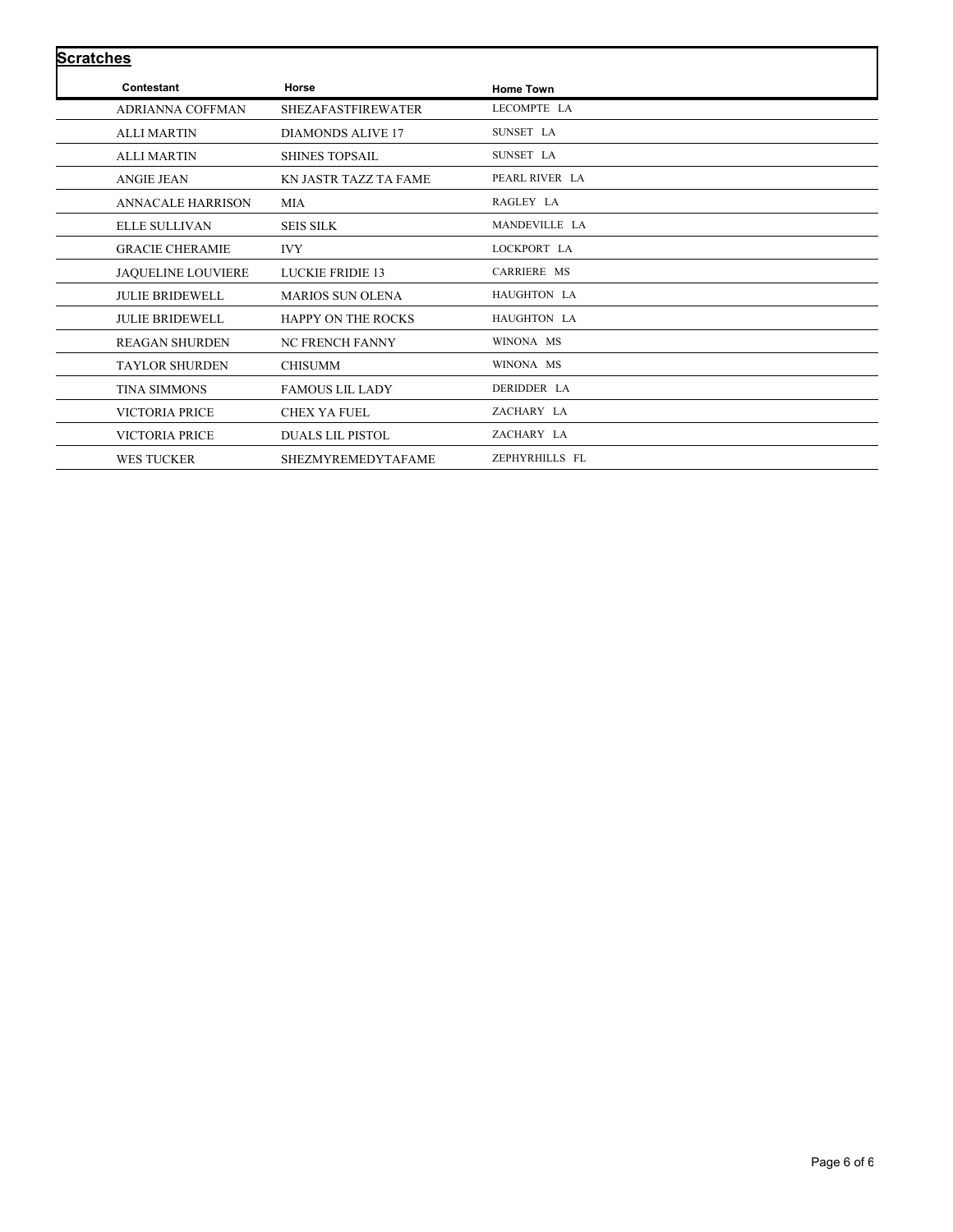## Scratches

| Contestant | Horse | Home Town |
|---|---|---|
| ADRIANNA COFFMAN | SHEZAFASTFIREWATER | LECOMPTE LA |
| ALLI MARTIN | DIAMONDS ALIVE 17 | SUNSET LA |
| ALLI MARTIN | SHINES TOPSAIL | SUNSET LA |
| ANGIE JEAN | KN JASTR TAZZ TA FAME | PEARL RIVER LA |
| ANNACALE HARRISON | MIA | RAGLEY LA |
| ELLE SULLIVAN | SEIS SILK | MANDEVILLE LA |
| GRACIE CHERAMIE | IVY | LOCKPORT LA |
| JAQUELINE LOUVIERE | LUCKIE FRIDIE 13 | CARRIERE MS |
| JULIE BRIDEWELL | MARIOS SUN OLENA | HAUGHTON LA |
| JULIE BRIDEWELL | HAPPY ON THE ROCKS | HAUGHTON LA |
| REAGAN SHURDEN | NC FRENCH FANNY | WINONA MS |
| TAYLOR SHURDEN | CHISUMM | WINONA MS |
| TINA SIMMONS | FAMOUS LIL LADY | DERIDDER LA |
| VICTORIA PRICE | CHEX YA FUEL | ZACHARY LA |
| VICTORIA PRICE | DUALS LIL PISTOL | ZACHARY LA |
| WES TUCKER | SHEZMYREMEDYTAFAME | ZEPHYRHILLS FL |